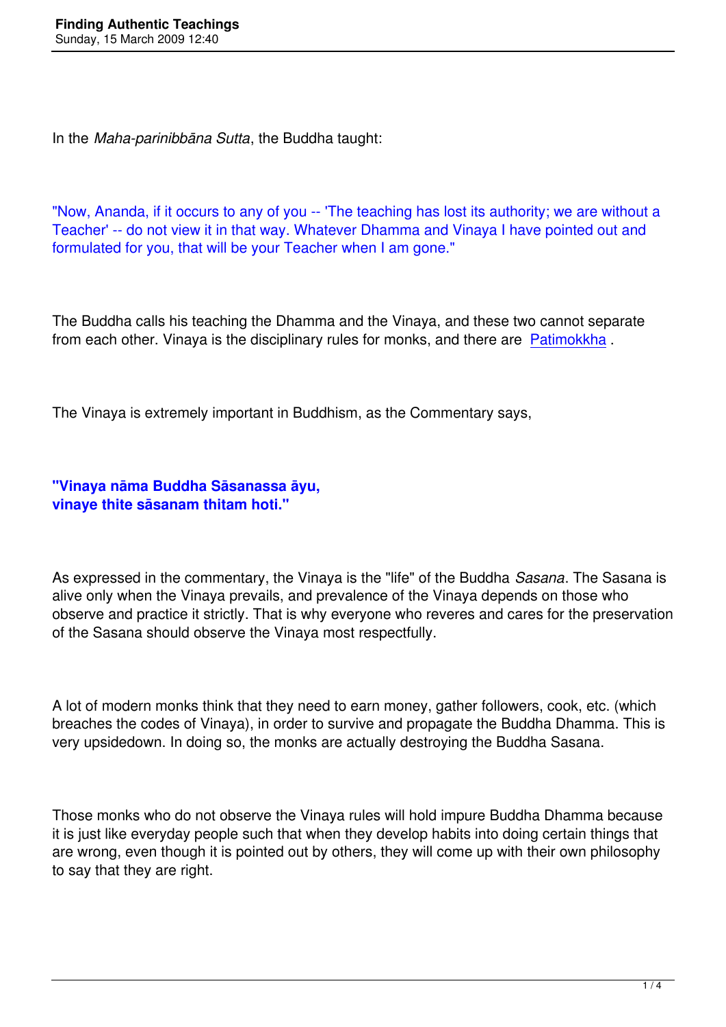In the *Maha-parinibbāna Sutta*, the Buddha taught:

"Now, Ananda, if it occurs to any of you -- 'The teaching has lost its authority; we are without a Teacher' -- do not view it in that way. Whatever Dhamma and Vinaya I have pointed out and formulated for you, that will be your Teacher when I am gone."

The Buddha calls his teaching the Dhamma and the Vinaya, and these two cannot separate from each other. Vinaya is the disciplinary rules for monks, and there are Patimokkha .

The Vinaya is extremely important in Buddhism, as the Commentary says,

**"Vinaya nāma Buddha Sāsanassa āyu,
vinaye thite sāsanam thitam hoti."**

As expressed in the commentary, the Vinaya is the "life" of the Buddha *Sasana*. The Sasana is alive only when the Vinaya prevails, and prevalence of the Vinaya depends on those who observe and practice it strictly. That is why everyone who reveres and cares for the preservation of the Sasana should observe the Vinaya most respectfully.

A lot of modern monks think that they need to earn money, gather followers, cook, etc. (which breaches the codes of Vinaya), in order to survive and propagate the Buddha Dhamma. This is very upsidedown. In doing so, the monks are actually destroying the Buddha Sasana.

Those monks who do not observe the Vinaya rules will hold impure Buddha Dhamma because it is just like everyday people such that when they develop habits into doing certain things that are wrong, even though it is pointed out by others, they will come up with their own philosophy to say that they are right.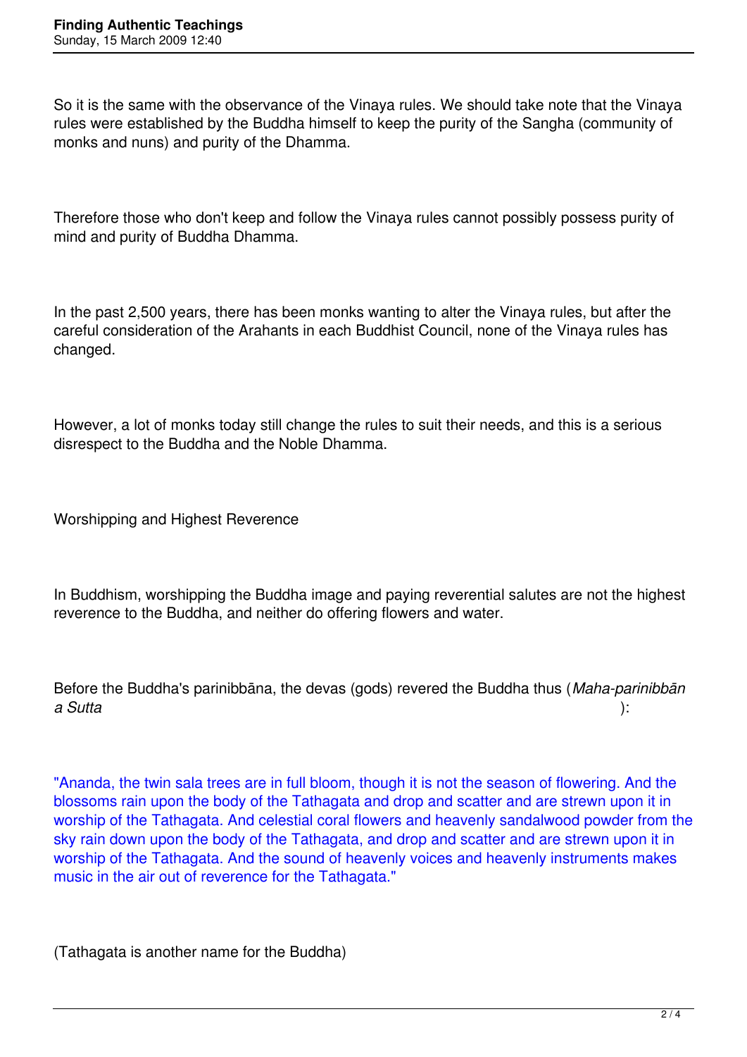So it is the same with the observance of the Vinaya rules. We should take note that the Vinaya rules were established by the Buddha himself to keep the purity of the Sangha (community of monks and nuns) and purity of the Dhamma.

Therefore those who don't keep and follow the Vinaya rules cannot possibly possess purity of mind and purity of Buddha Dhamma.

In the past 2,500 years, there has been monks wanting to alter the Vinaya rules, but after the careful consideration of the Arahants in each Buddhist Council, none of the Vinaya rules has changed.

However, a lot of monks today still change the rules to suit their needs, and this is a serious disrespect to the Buddha and the Noble Dhamma.

## Worshipping and Highest Reverence

In Buddhism, worshipping the Buddha image and paying reverential salutes are not the highest reverence to the Buddha, and neither do offering flowers and water.

Before the Buddha's parinibbāna, the devas (gods) revered the Buddha thus (*Maha-parinibbāna Sutta*):

"Ananda, the twin sala trees are in full bloom, though it is not the season of flowering. And the blossoms rain upon the body of the Tathagata and drop and scatter and are strewn upon it in worship of the Tathagata. And celestial coral flowers and heavenly sandalwood powder from the sky rain down upon the body of the Tathagata, and drop and scatter and are strewn upon it in worship of the Tathagata. And the sound of heavenly voices and heavenly instruments makes music in the air out of reverence for the Tathagata."

(Tathagata is another name for the Buddha)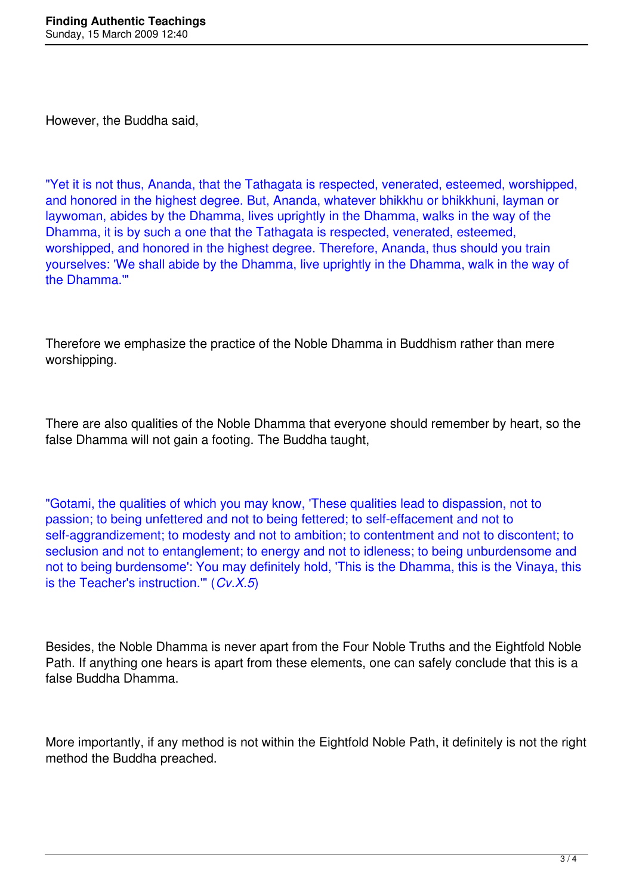However, the Buddha said,

"Yet it is not thus, Ananda, that the Tathagata is respected, venerated, esteemed, worshipped, and honored in the highest degree. But, Ananda, whatever bhikkhu or bhikkhuni, layman or laywoman, abides by the Dhamma, lives uprightly in the Dhamma, walks in the way of the Dhamma, it is by such a one that the Tathagata is respected, venerated, esteemed, worshipped, and honored in the highest degree. Therefore, Ananda, thus should you train yourselves: 'We shall abide by the Dhamma, live uprightly in the Dhamma, walk in the way of the Dhamma.'"

Therefore we emphasize the practice of the Noble Dhamma in Buddhism rather than mere worshipping.

There are also qualities of the Noble Dhamma that everyone should remember by heart, so the false Dhamma will not gain a footing. The Buddha taught,

"Gotami, the qualities of which you may know, 'These qualities lead to dispassion, not to passion; to being unfettered and not to being fettered; to self-effacement and not to self-aggrandizement; to modesty and not to ambition; to contentment and not to discontent; to seclusion and not to entanglement; to energy and not to idleness; to being unburdensome and not to being burdensome': You may definitely hold, 'This is the Dhamma, this is the Vinaya, this is the Teacher's instruction.'" (*Cv.X.5*)

Besides, the Noble Dhamma is never apart from the Four Noble Truths and the Eightfold Noble Path. If anything one hears is apart from these elements, one can safely conclude that this is a false Buddha Dhamma.

More importantly, if any method is not within the Eightfold Noble Path, it definitely is not the right method the Buddha preached.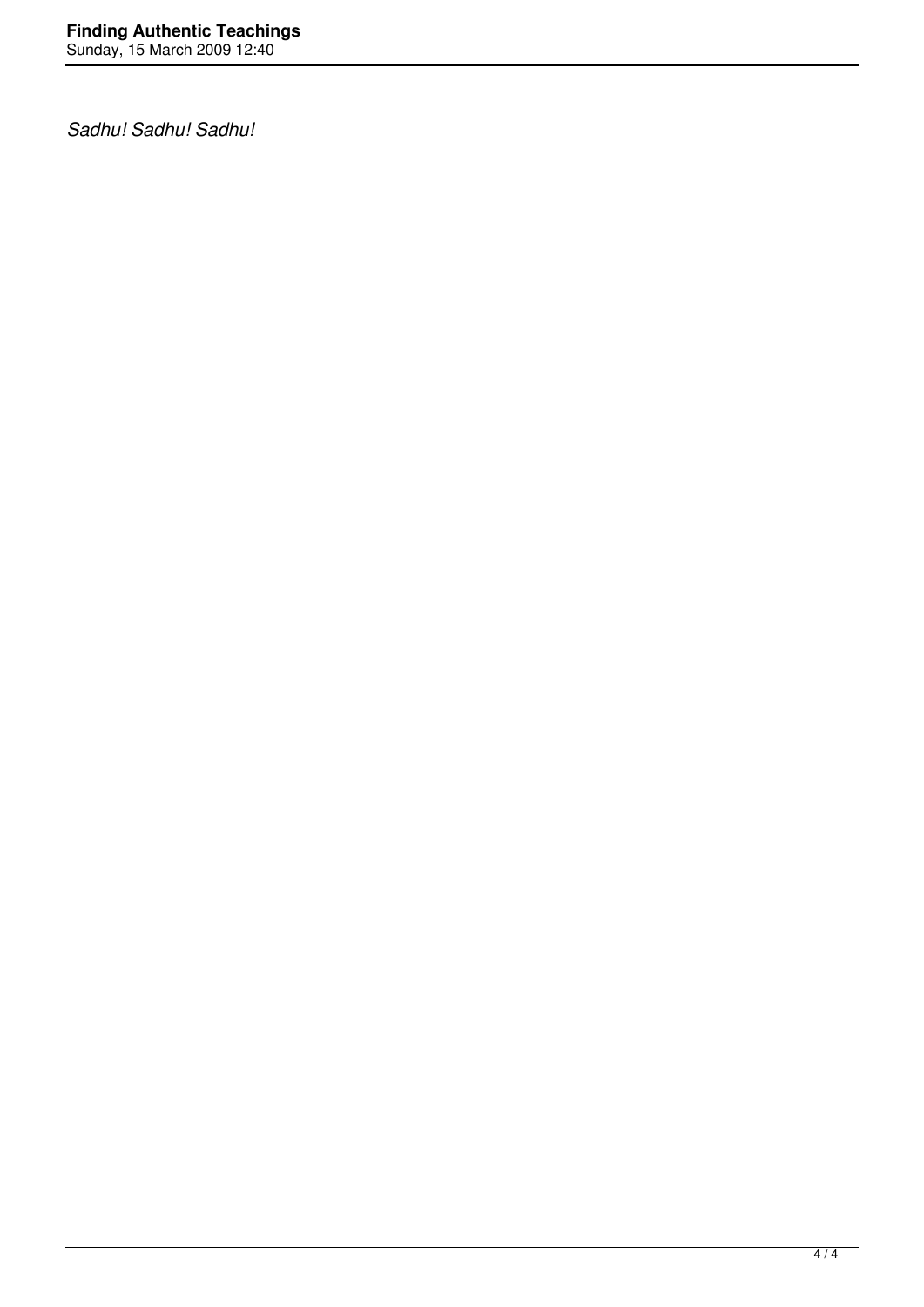*Sadhu! Sadhu! Sadhu!*